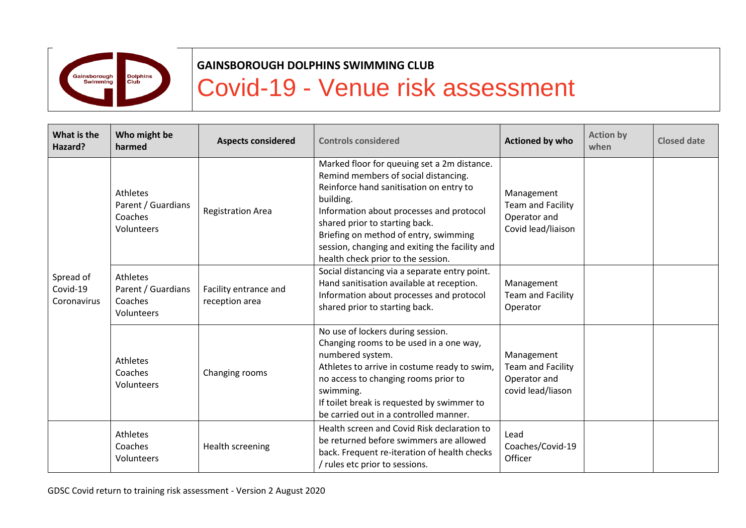**GAINSBOROUGH DOLPHINS SWIMMING CLUB**

# Covid-19 - Venue risk assessment

| What is the Hazard? | Who might be harmed | Aspects considered | Controls considered | Actioned by who | Action by when | Closed date |
|---|---|---|---|---|---|---|
| Spread of Covid-19 Coronavirus | Athletes<br>Parent / Guardians<br>Coaches<br>Volunteers | Registration Area | Marked floor for queuing set a 2m distance.<br>Remind members of social distancing.<br>Reinforce hand sanitisation on entry to building.<br>Information about processes and protocol shared prior to starting back.<br>Briefing on method of entry, swimming session, changing and exiting the facility and health check prior to the session. | Management Team and Facility Operator and Covid lead/liaison | | |
| | Athletes<br>Parent / Guardians<br>Coaches<br>Volunteers | Facility entrance and reception area | Social distancing via a separate entry point.<br>Hand sanitisation available at reception.<br>Information about processes and protocol shared prior to starting back. | Management Team and Facility Operator | | |
| | Athletes<br>Coaches<br>Volunteers | Changing rooms | No use of lockers during session.<br>Changing rooms to be used in a one way, numbered system.<br>Athletes to arrive in costume ready to swim, no access to changing rooms prior to swimming.<br>If toilet break is requested by swimmer to be carried out in a controlled manner. | Management Team and Facility Operator and covid lead/liason | | |
| | Athletes<br>Coaches<br>Volunteers | Health screening | Health screen and Covid Risk declaration to be returned before swimmers are allowed back. Frequent re-iteration of health checks / rules etc prior to sessions. | Lead Coaches/Covid-19 Officer | | |

GDSC Covid return to training risk assessment - Version 2 August 2020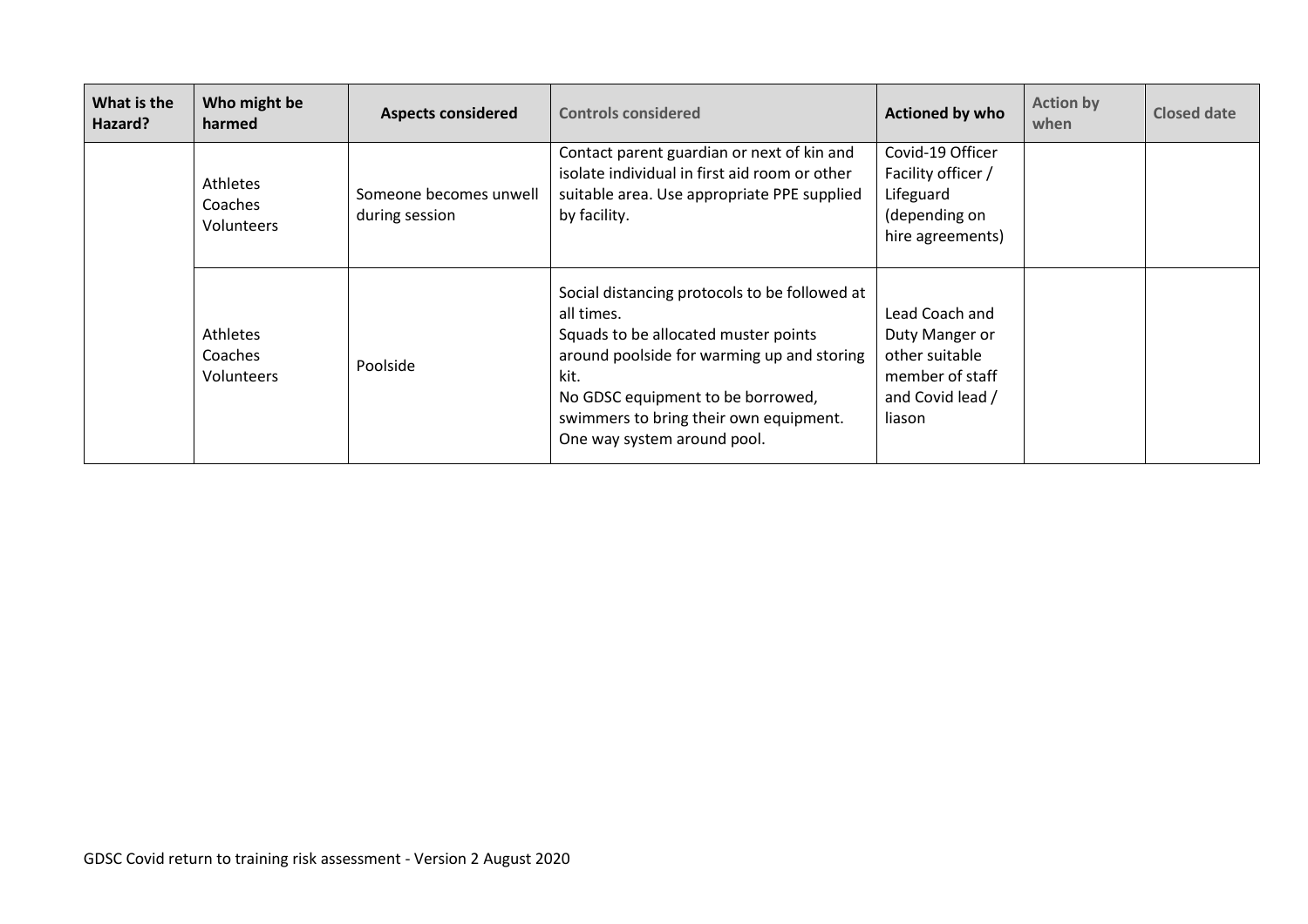| What is the Hazard? | Who might be harmed | Aspects considered | Controls considered | Actioned by who | Action by when | Closed date |
|---|---|---|---|---|---|---|
| | Athletes<br>Coaches<br>Volunteers | Someone becomes unwell during session | Contact parent guardian or next of kin and isolate individual in first aid room or other suitable area. Use appropriate PPE supplied by facility. | Covid-19 Officer Facility officer / Lifeguard (depending on hire agreements) | | |
| | Athletes<br>Coaches<br>Volunteers | Poolside | Social distancing protocols to be followed at all times.<br>Squads to be allocated muster points around poolside for warming up and storing kit.<br>No GDSC equipment to be borrowed, swimmers to bring their own equipment.<br>One way system around pool. | Lead Coach and Duty Manger or other suitable member of staff and Covid lead / liason | | |

GDSC Covid return to training risk assessment - Version 2 August 2020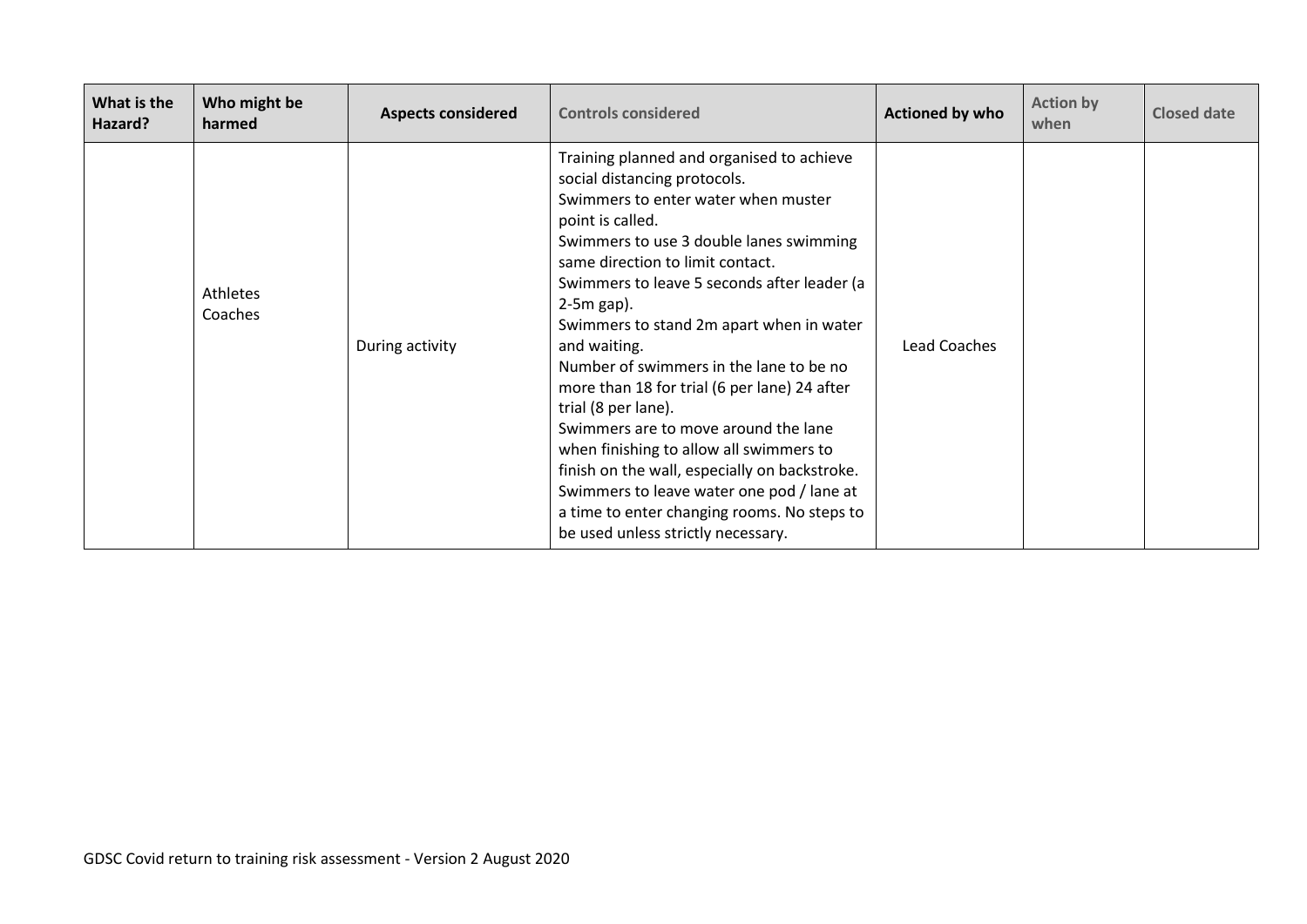| What is the Hazard? | Who might be harmed | Aspects considered | Controls considered | Actioned by who | Action by when | Closed date |
|---|---|---|---|---|---|---|
| | Athletes<br>Coaches | During activity | Training planned and organised to achieve social distancing protocols.<br>Swimmers to enter water when muster point is called.<br>Swimmers to use 3 double lanes swimming same direction to limit contact.<br>Swimmers to leave 5 seconds after leader (a 2-5m gap).<br>Swimmers to stand 2m apart when in water and waiting.<br>Number of swimmers in the lane to be no more than 18 for trial (6 per lane) 24 after trial (8 per lane).<br>Swimmers are to move around the lane when finishing to allow all swimmers to finish on the wall, especially on backstroke.<br>Swimmers to leave water one pod / lane at a time to enter changing rooms. No steps to be used unless strictly necessary. | Lead Coaches | | |